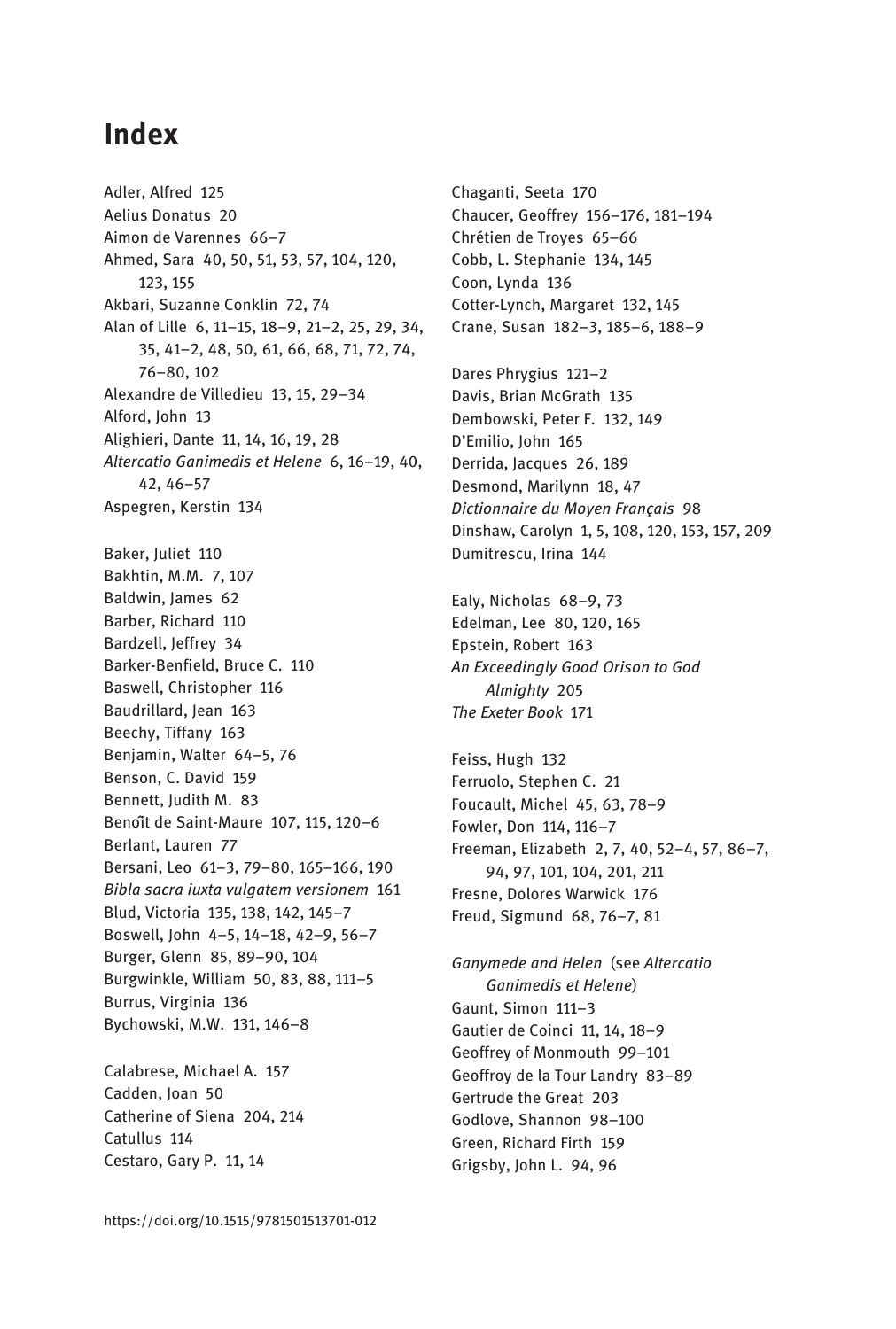# Index

Adler, Alfred 125
Aelius Donatus 20
Aimon de Varennes 66–7
Ahmed, Sara 40, 50, 51, 53, 57, 104, 120, 123, 155
Akbari, Suzanne Conklin 72, 74
Alan of Lille 6, 11–15, 18–9, 21–2, 25, 29, 34, 35, 41–2, 48, 50, 61, 66, 68, 71, 72, 74, 76–80, 102
Alexandre de Villedieu 13, 15, 29–34
Alford, John 13
Alighieri, Dante 11, 14, 16, 19, 28
*Altercatio Ganimedis et Helene* 6, 16–19, 40, 42, 46–57
Aspegren, Kerstin 134

Baker, Juliet 110
Bakhtin, M.M. 7, 107
Baldwin, James 62
Barber, Richard 110
Bardzell, Jeffrey 34
Barker-Benfield, Bruce C. 110
Baswell, Christopher 116
Baudrillard, Jean 163
Beechy, Tiffany 163
Benjamin, Walter 64–5, 76
Benson, C. David 159
Bennett, Judith M. 83
Benoît de Saint-Maure 107, 115, 120–6
Berlant, Lauren 77
Bersani, Leo 61–3, 79–80, 165–166, 190
*Bibla sacra iuxta vulgatem versionem* 161
Blud, Victoria 135, 138, 142, 145–7
Boswell, John 4–5, 14–18, 42–9, 56–7
Burger, Glenn 85, 89–90, 104
Burgwinkle, William 50, 83, 88, 111–5
Burrus, Virginia 136
Bychowski, M.W. 131, 146–8

Calabrese, Michael A. 157
Cadden, Joan 50
Catherine of Siena 204, 214
Catullus 114
Cestaro, Gary P. 11, 14

Chaganti, Seeta 170
Chaucer, Geoffrey 156–176, 181–194
Chrétien de Troyes 65–66
Cobb, L. Stephanie 134, 145
Coon, Lynda 136
Cotter-Lynch, Margaret 132, 145
Crane, Susan 182–3, 185–6, 188–9

Dares Phrygius 121–2
Davis, Brian McGrath 135
Dembowski, Peter F. 132, 149
D'Emilio, John 165
Derrida, Jacques 26, 189
Desmond, Marilynn 18, 47
*Dictionnaire du Moyen Français* 98
Dinshaw, Carolyn 1, 5, 108, 120, 153, 157, 209
Dumitrescu, Irina 144

Ealy, Nicholas 68–9, 73
Edelman, Lee 80, 120, 165
Epstein, Robert 163
*An Exceedingly Good Orison to God Almighty* 205
*The Exeter Book* 171

Feiss, Hugh 132
Ferruolo, Stephen C. 21
Foucault, Michel 45, 63, 78–9
Fowler, Don 114, 116–7
Freeman, Elizabeth 2, 7, 40, 52–4, 57, 86–7, 94, 97, 101, 104, 201, 211
Fresne, Dolores Warwick 176
Freud, Sigmund 68, 76–7, 81

*Ganymede and Helen* (see *Altercatio Ganimedis et Helene*)
Gaunt, Simon 111–3
Gautier de Coinci 11, 14, 18–9
Geoffrey of Monmouth 99–101
Geoffroy de la Tour Landry 83–89
Gertrude the Great 203
Godlove, Shannon 98–100
Green, Richard Firth 159
Grigsby, John L. 94, 96

https://doi.org/10.1515/9781501513701-012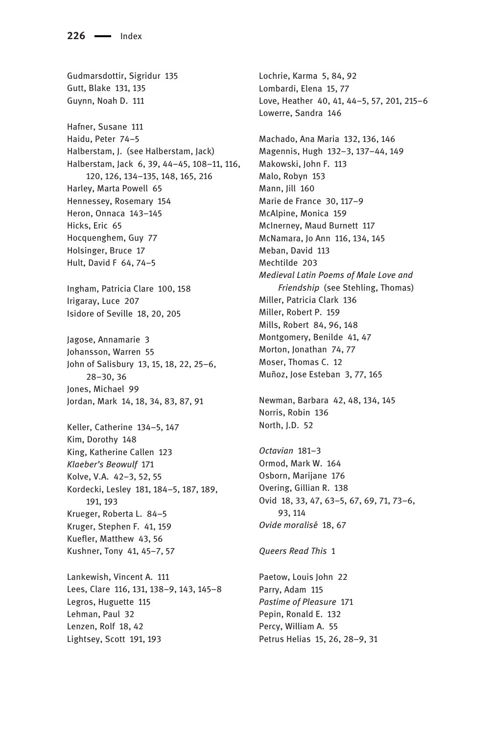Gudmarsdottir, Sigridur 135
Gutt, Blake 131, 135
Guynn, Noah D. 111

Hafner, Susane 111
Haidu, Peter 74–5
Halberstam, J. (see Halberstam, Jack)
Halberstam, Jack 6, 39, 44–45, 108–11, 116, 120, 126, 134–135, 148, 165, 216
Harley, Marta Powell 65
Hennessey, Rosemary 154
Heron, Onnaca 143–145
Hicks, Eric 65
Hocquenghem, Guy 77
Holsinger, Bruce 17
Hult, David F 64, 74–5

Ingham, Patricia Clare 100, 158
Irigaray, Luce 207
Isidore of Seville 18, 20, 205

Jagose, Annamarie 3
Johansson, Warren 55
John of Salisbury 13, 15, 18, 22, 25–6, 28–30, 36
Jones, Michael 99
Jordan, Mark 14, 18, 34, 83, 87, 91

Keller, Catherine 134–5, 147
Kim, Dorothy 148
King, Katherine Callen 123
*Klaeber's Beowulf* 171
Kolve, V.A. 42–3, 52, 55
Kordecki, Lesley 181, 184–5, 187, 189, 191, 193
Krueger, Roberta L. 84–5
Kruger, Stephen F. 41, 159
Kuefler, Matthew 43, 56
Kushner, Tony 41, 45–7, 57

Lankewish, Vincent A. 111
Lees, Clare 116, 131, 138–9, 143, 145–8
Legros, Huguette 115
Lehman, Paul 32
Lenzen, Rolf 18, 42
Lightsey, Scott 191, 193

Lochrie, Karma 5, 84, 92
Lombardi, Elena 15, 77
Love, Heather 40, 41, 44–5, 57, 201, 215–6
Lowerre, Sandra 146

Machado, Ana Maria 132, 136, 146
Magennis, Hugh 132–3, 137–44, 149
Makowski, John F. 113
Malo, Robyn 153
Mann, Jill 160
Marie de France 30, 117–9
McAlpine, Monica 159
McInerney, Maud Burnett 117
McNamara, Jo Ann 116, 134, 145
Meban, David 113
Mechtilde 203
*Medieval Latin Poems of Male Love and Friendship* (see Stehling, Thomas)
Miller, Patricia Clark 136
Miller, Robert P. 159
Mills, Robert 84, 96, 148
Montgomery, Benilde 41, 47
Morton, Jonathan 74, 77
Moser, Thomas C. 12
Muñoz, Jose Esteban 3, 77, 165

Newman, Barbara 42, 48, 134, 145
Norris, Robin 136
North, J.D. 52

*Octavian* 181–3
Ormod, Mark W. 164
Osborn, Marijane 176
Overing, Gillian R. 138
Ovid 18, 33, 47, 63–5, 67, 69, 71, 73–6, 93, 114
*Ovide moralisé* 18, 67

*Queers Read This* 1

Paetow, Louis John 22
Parry, Adam 115
*Pastime of Pleasure* 171
Pepin, Ronald E. 132
Percy, William A. 55
Petrus Helias 15, 26, 28–9, 31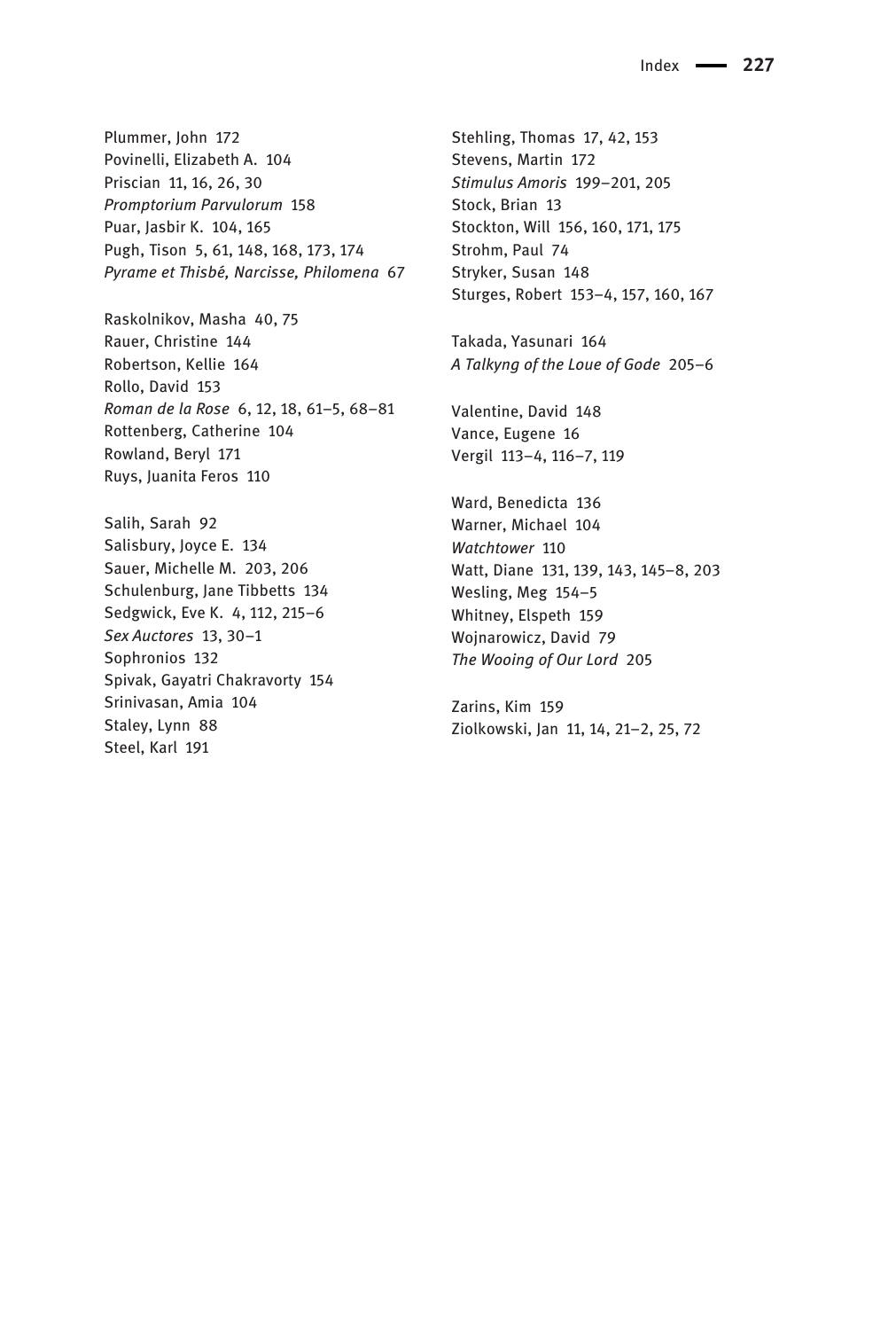Plummer, John 172
Povinelli, Elizabeth A. 104
Priscian 11, 16, 26, 30
*Promptorium Parvulorum* 158
Puar, Jasbir K. 104, 165
Pugh, Tison 5, 61, 148, 168, 173, 174
*Pyrame et Thisbé, Narcisse, Philomena* 67

Raskolnikov, Masha 40, 75
Rauer, Christine 144
Robertson, Kellie 164
Rollo, David 153
*Roman de la Rose* 6, 12, 18, 61–5, 68–81
Rottenberg, Catherine 104
Rowland, Beryl 171
Ruys, Juanita Feros 110

Salih, Sarah 92
Salisbury, Joyce E. 134
Sauer, Michelle M. 203, 206
Schulenburg, Jane Tibbetts 134
Sedgwick, Eve K. 4, 112, 215–6
*Sex Auctores* 13, 30–1
Sophronios 132
Spivak, Gayatri Chakravorty 154
Srinivasan, Amia 104
Staley, Lynn 88
Steel, Karl 191
Stehling, Thomas 17, 42, 153
Stevens, Martin 172
*Stimulus Amoris* 199–201, 205
Stock, Brian 13
Stockton, Will 156, 160, 171, 175
Strohm, Paul 74
Stryker, Susan 148
Sturges, Robert 153–4, 157, 160, 167

Takada, Yasunari 164
*A Talkyng of the Loue of Gode* 205–6

Valentine, David 148
Vance, Eugene 16
Vergil 113–4, 116–7, 119

Ward, Benedicta 136
Warner, Michael 104
*Watchtower* 110
Watt, Diane 131, 139, 143, 145–8, 203
Wesling, Meg 154–5
Whitney, Elspeth 159
Wojnarowicz, David 79
*The Wooing of Our Lord* 205

Zarins, Kim 159
Ziolkowski, Jan 11, 14, 21–2, 25, 72